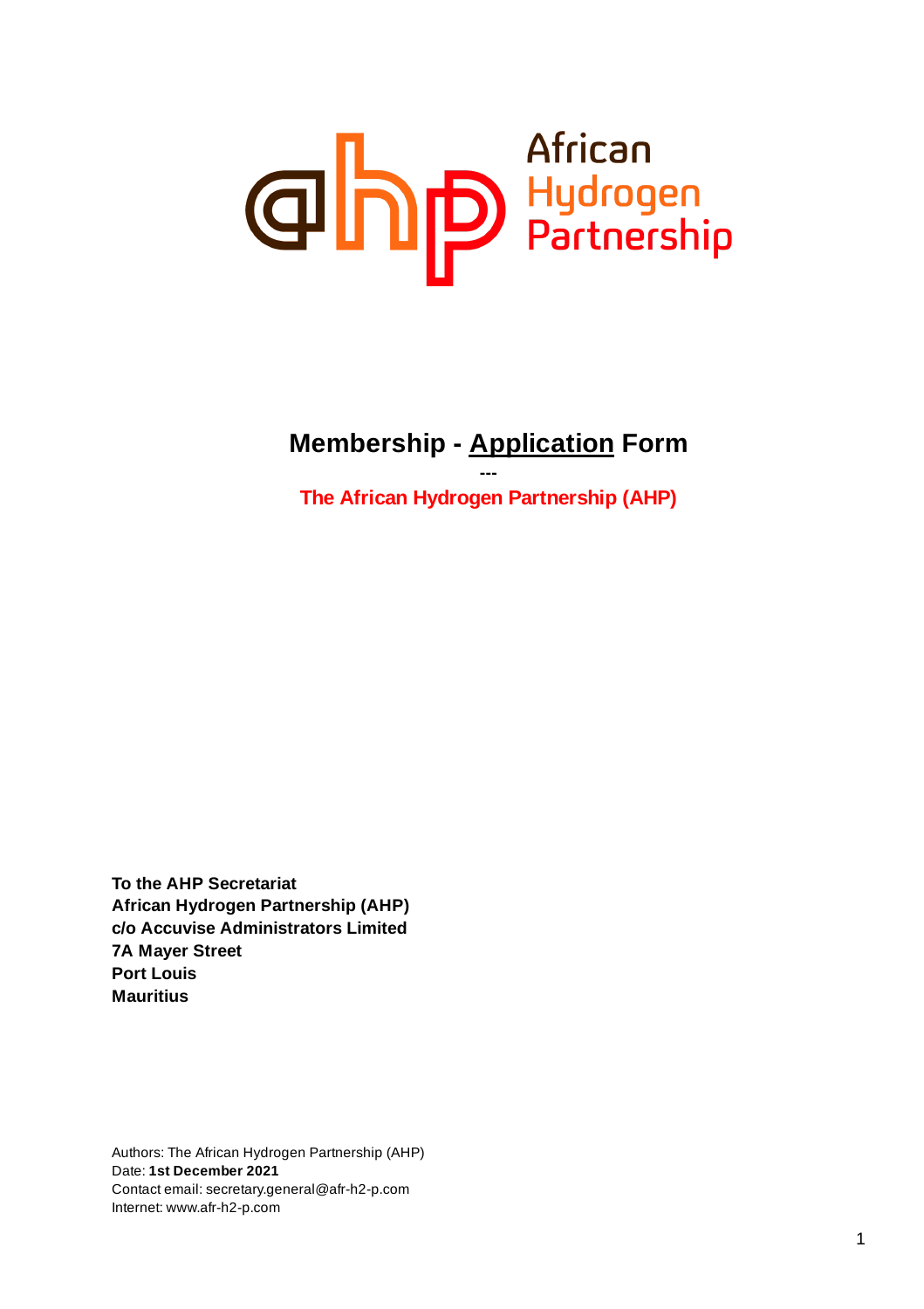African Hydrogen Partnership

# Membership - Application Form

---

**The African Hydrogen Partnership (AHP)**

**To the AHP Secretariat**
**African Hydrogen Partnership (AHP)**
**c/o Accuvise Administrators Limited**
**7A Mayer Street**
**Port Louis**
**Mauritius**

Authors: The African Hydrogen Partnership (AHP)
Date: **1st December 2021**
Contact email: secretary.general@afr-h2-p.com
Internet: www.afr-h2-p.com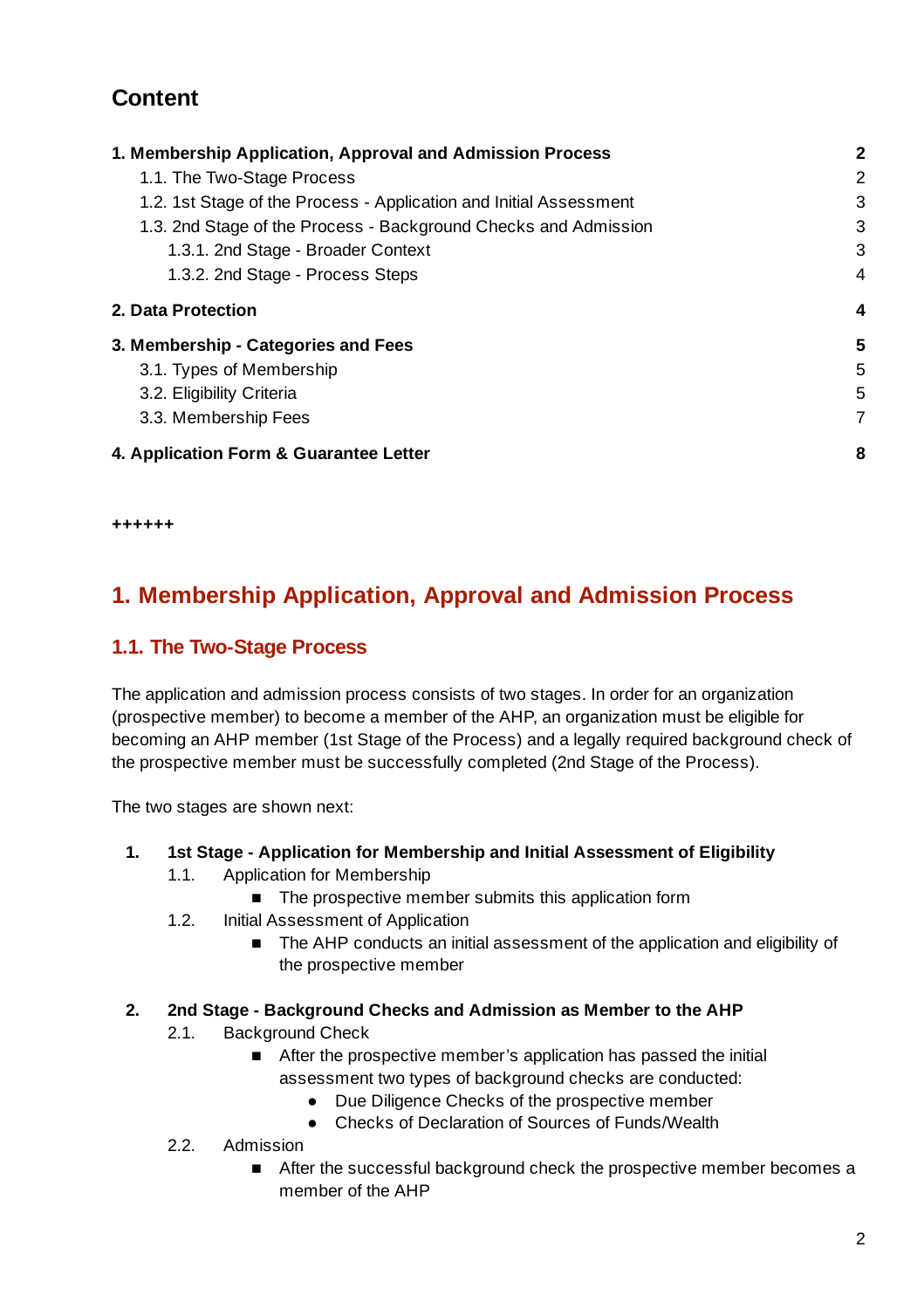## Content

| | |
|---|---|
| **1. Membership Application, Approval and Admission Process** | **2** |
| 1.1. The Two-Stage Process | 2 |
| 1.2. 1st Stage of the Process - Application and Initial Assessment | 3 |
| 1.3. 2nd Stage of the Process - Background Checks and Admission | 3 |
| 1.3.1. 2nd Stage - Broader Context | 3 |
| 1.3.2. 2nd Stage - Process Steps | 4 |
| **2. Data Protection** | **4** |
| **3. Membership - Categories and Fees** | **5** |
| 3.1. Types of Membership | 5 |
| 3.2. Eligibility Criteria | 5 |
| 3.3. Membership Fees | 7 |
| **4. Application Form & Guarantee Letter** | **8** |

**++++++**

# 1. Membership Application, Approval and Admission Process

## 1.1. The Two-Stage Process

The application and admission process consists of two stages. In order for an organization (prospective member) to become a member of the AHP, an organization must be eligible for becoming an AHP member (1st Stage of the Process) and a legally required background check of the prospective member must be successfully completed (2nd Stage of the Process).

The two stages are shown next:

1. **1st Stage - Application for Membership and Initial Assessment of Eligibility**
   1.1. Application for Membership
      - The prospective member submits this application form

   1.2. Initial Assessment of Application
      - The AHP conducts an initial assessment of the application and eligibility of the prospective member

2. **2nd Stage - Background Checks and Admission as Member to the AHP**
   2.1. Background Check
      - After the prospective member's application has passed the initial assessment two types of background checks are conducted:
         - Due Diligence Checks of the prospective member
         - Checks of Declaration of Sources of Funds/Wealth

   2.2. Admission
      - After the successful background check the prospective member becomes a member of the AHP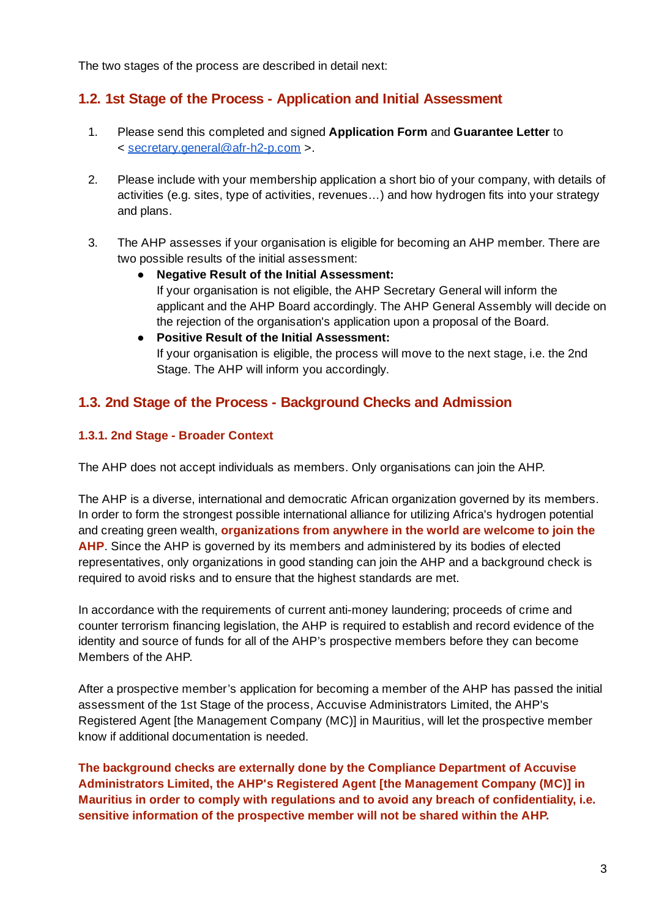The two stages of the process are described in detail next:

## 1.2. 1st Stage of the Process - Application and Initial Assessment

1. Please send this completed and signed **Application Form** and **Guarantee Letter** to < secretary.general@afr-h2-p.com >.

2. Please include with your membership application a short bio of your company, with details of activities (e.g. sites, type of activities, revenues…) and how hydrogen fits into your strategy and plans.

3. The AHP assesses if your organisation is eligible for becoming an AHP member. There are two possible results of the initial assessment:
   - **Negative Result of the Initial Assessment:**
     If your organisation is not eligible, the AHP Secretary General will inform the applicant and the AHP Board accordingly. The AHP General Assembly will decide on the rejection of the organisation's application upon a proposal of the Board.
   - **Positive Result of the Initial Assessment:**
     If your organisation is eligible, the process will move to the next stage, i.e. the 2nd Stage. The AHP will inform you accordingly.

## 1.3. 2nd Stage of the Process - Background Checks and Admission

### 1.3.1. 2nd Stage - Broader Context

The AHP does not accept individuals as members. Only organisations can join the AHP.

The AHP is a diverse, international and democratic African organization governed by its members. In order to form the strongest possible international alliance for utilizing Africa's hydrogen potential and creating green wealth, **organizations from anywhere in the world are welcome to join the AHP**. Since the AHP is governed by its members and administered by its bodies of elected representatives, only organizations in good standing can join the AHP and a background check is required to avoid risks and to ensure that the highest standards are met.

In accordance with the requirements of current anti-money laundering; proceeds of crime and counter terrorism financing legislation, the AHP is required to establish and record evidence of the identity and source of funds for all of the AHP's prospective members before they can become Members of the AHP.

After a prospective member's application for becoming a member of the AHP has passed the initial assessment of the 1st Stage of the process, Accuvise Administrators Limited, the AHP's Registered Agent [the Management Company (MC)] in Mauritius, will let the prospective member know if additional documentation is needed.

**The background checks are externally done by the Compliance Department of Accuvise Administrators Limited, the AHP's Registered Agent [the Management Company (MC)] in Mauritius in order to comply with regulations and to avoid any breach of confidentiality, i.e. sensitive information of the prospective member will not be shared within the AHP.**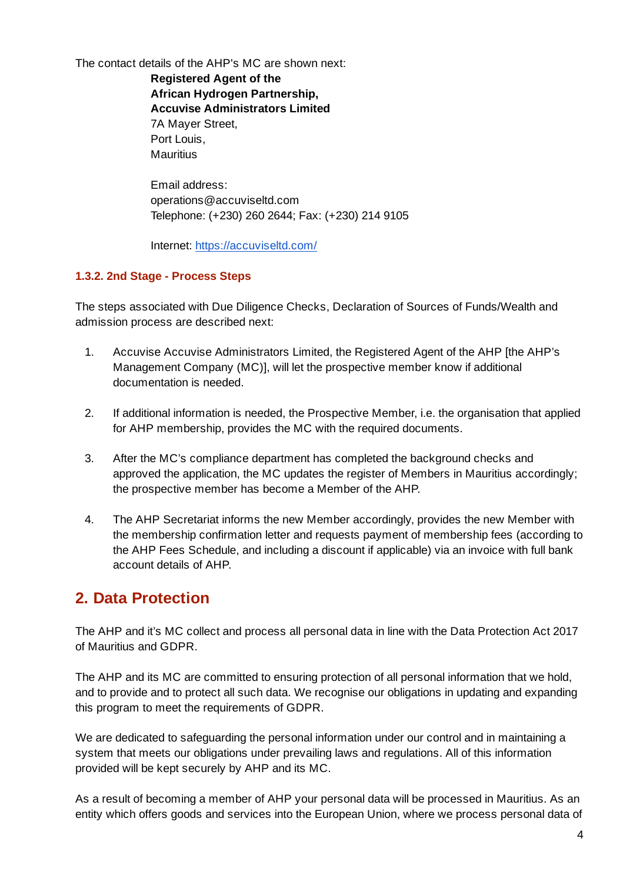The contact details of the AHP's MC are shown next:

**Registered Agent of the**
**African Hydrogen Partnership,**
**Accuvise Administrators Limited**
7A Mayer Street,
Port Louis,
Mauritius

Email address:
operations@accuviseltd.com
Telephone: (+230) 260 2644; Fax: (+230) 214 9105

Internet: [https://accuviseltd.com/](https://accuviseltd.com/)

### 1.3.2. 2nd Stage - Process Steps

The steps associated with Due Diligence Checks, Declaration of Sources of Funds/Wealth and admission process are described next:

1. Accuvise Accuvise Administrators Limited, the Registered Agent of the AHP [the AHP's Management Company (MC)], will let the prospective member know if additional documentation is needed.

2. If additional information is needed, the Prospective Member, i.e. the organisation that applied for AHP membership, provides the MC with the required documents.

3. After the MC's compliance department has completed the background checks and approved the application, the MC updates the register of Members in Mauritius accordingly; the prospective member has become a Member of the AHP.

4. The AHP Secretariat informs the new Member accordingly, provides the new Member with the membership confirmation letter and requests payment of membership fees (according to the AHP Fees Schedule, and including a discount if applicable) via an invoice with full bank account details of AHP.

## 2. Data Protection

The AHP and it's MC collect and process all personal data in line with the Data Protection Act 2017 of Mauritius and GDPR.

The AHP and its MC are committed to ensuring protection of all personal information that we hold, and to provide and to protect all such data. We recognise our obligations in updating and expanding this program to meet the requirements of GDPR.

We are dedicated to safeguarding the personal information under our control and in maintaining a system that meets our obligations under prevailing laws and regulations. All of this information provided will be kept securely by AHP and its MC.

As a result of becoming a member of AHP your personal data will be processed in Mauritius. As an entity which offers goods and services into the European Union, where we process personal data of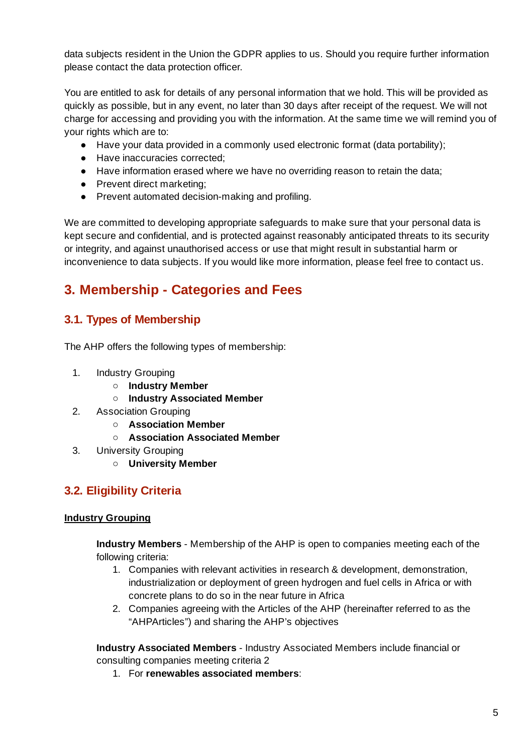data subjects resident in the Union the GDPR applies to us. Should you require further information please contact the data protection officer.

You are entitled to ask for details of any personal information that we hold. This will be provided as quickly as possible, but in any event, no later than 30 days after receipt of the request. We will not charge for accessing and providing you with the information. At the same time we will remind you of your rights which are to:

- Have your data provided in a commonly used electronic format (data portability);
- Have inaccuracies corrected;
- Have information erased where we have no overriding reason to retain the data;
- Prevent direct marketing;
- Prevent automated decision-making and profiling.

We are committed to developing appropriate safeguards to make sure that your personal data is kept secure and confidential, and is protected against reasonably anticipated threats to its security or integrity, and against unauthorised access or use that might result in substantial harm or inconvenience to data subjects. If you would like more information, please feel free to contact us.

## 3. Membership - Categories and Fees

### 3.1. Types of Membership

The AHP offers the following types of membership:

1. Industry Grouping
   - **Industry Member**
   - **Industry Associated Member**
2. Association Grouping
   - **Association Member**
   - **Association Associated Member**
3. University Grouping
   - **University Member**

### 3.2. Eligibility Criteria

**<u>Industry Grouping</u>**

**Industry Members** - Membership of the AHP is open to companies meeting each of the following criteria:

1. Companies with relevant activities in research & development, demonstration, industrialization or deployment of green hydrogen and fuel cells in Africa or with concrete plans to do so in the near future in Africa
2. Companies agreeing with the Articles of the AHP (hereinafter referred to as the "AHPArticles") and sharing the AHP's objectives

**Industry Associated Members** - Industry Associated Members include financial or consulting companies meeting criteria 2

1. For **renewables associated members**: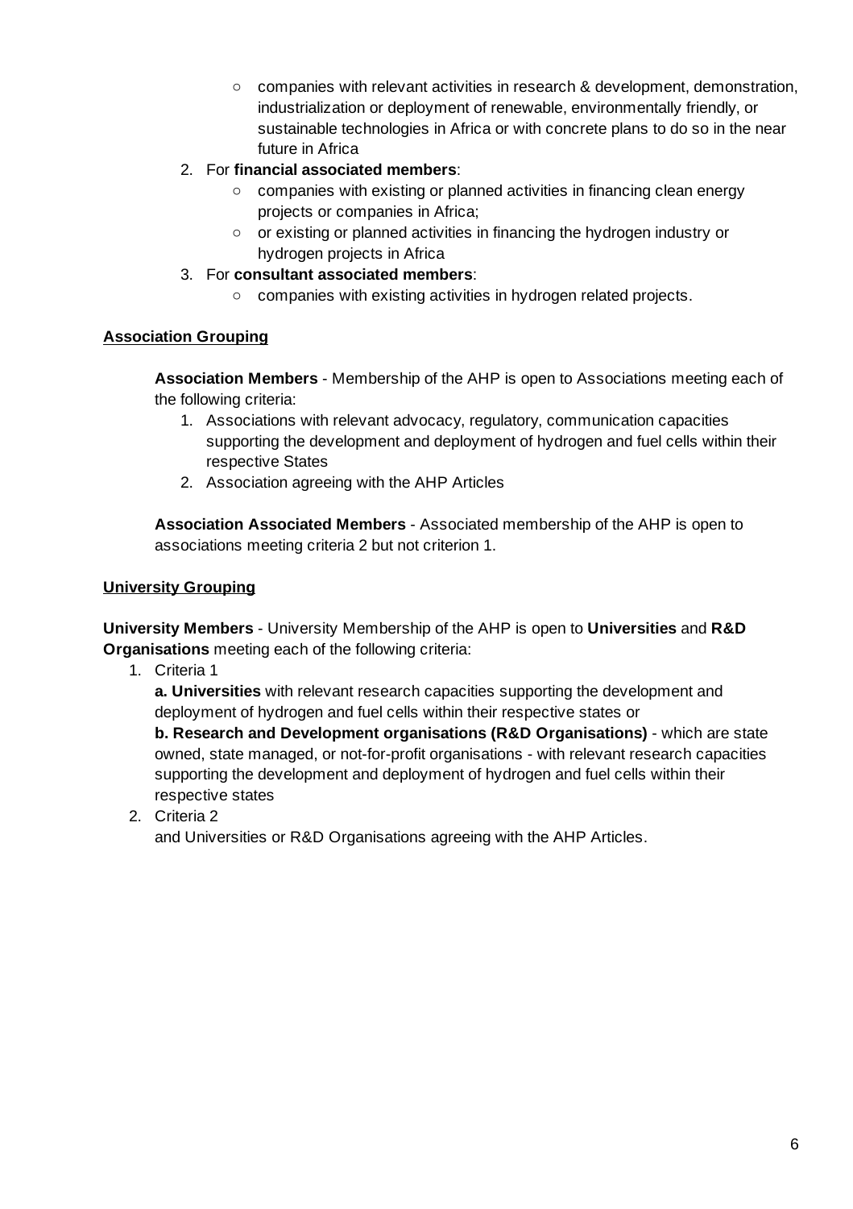- companies with relevant activities in research & development, demonstration, industrialization or deployment of renewable, environmentally friendly, or sustainable technologies in Africa or with concrete plans to do so in the near future in Africa
2. For **financial associated members**:
   - companies with existing or planned activities in financing clean energy projects or companies in Africa;
   - or existing or planned activities in financing the hydrogen industry or hydrogen projects in Africa
3. For **consultant associated members**:
   - companies with existing activities in hydrogen related projects.

**Association Grouping**

**Association Members** - Membership of the AHP is open to Associations meeting each of the following criteria:

1. Associations with relevant advocacy, regulatory, communication capacities supporting the development and deployment of hydrogen and fuel cells within their respective States
2. Association agreeing with the AHP Articles

**Association Associated Members** - Associated membership of the AHP is open to associations meeting criteria 2 but not criterion 1.

**University Grouping**

**University Members** - University Membership of the AHP is open to **Universities** and **R&D Organisations** meeting each of the following criteria:

1. Criteria 1
   **a. Universities** with relevant research capacities supporting the development and deployment of hydrogen and fuel cells within their respective states or
   **b. Research and Development organisations (R&D Organisations)** - which are state owned, state managed, or not-for-profit organisations - with relevant research capacities supporting the development and deployment of hydrogen and fuel cells within their respective states
2. Criteria 2
   and Universities or R&D Organisations agreeing with the AHP Articles.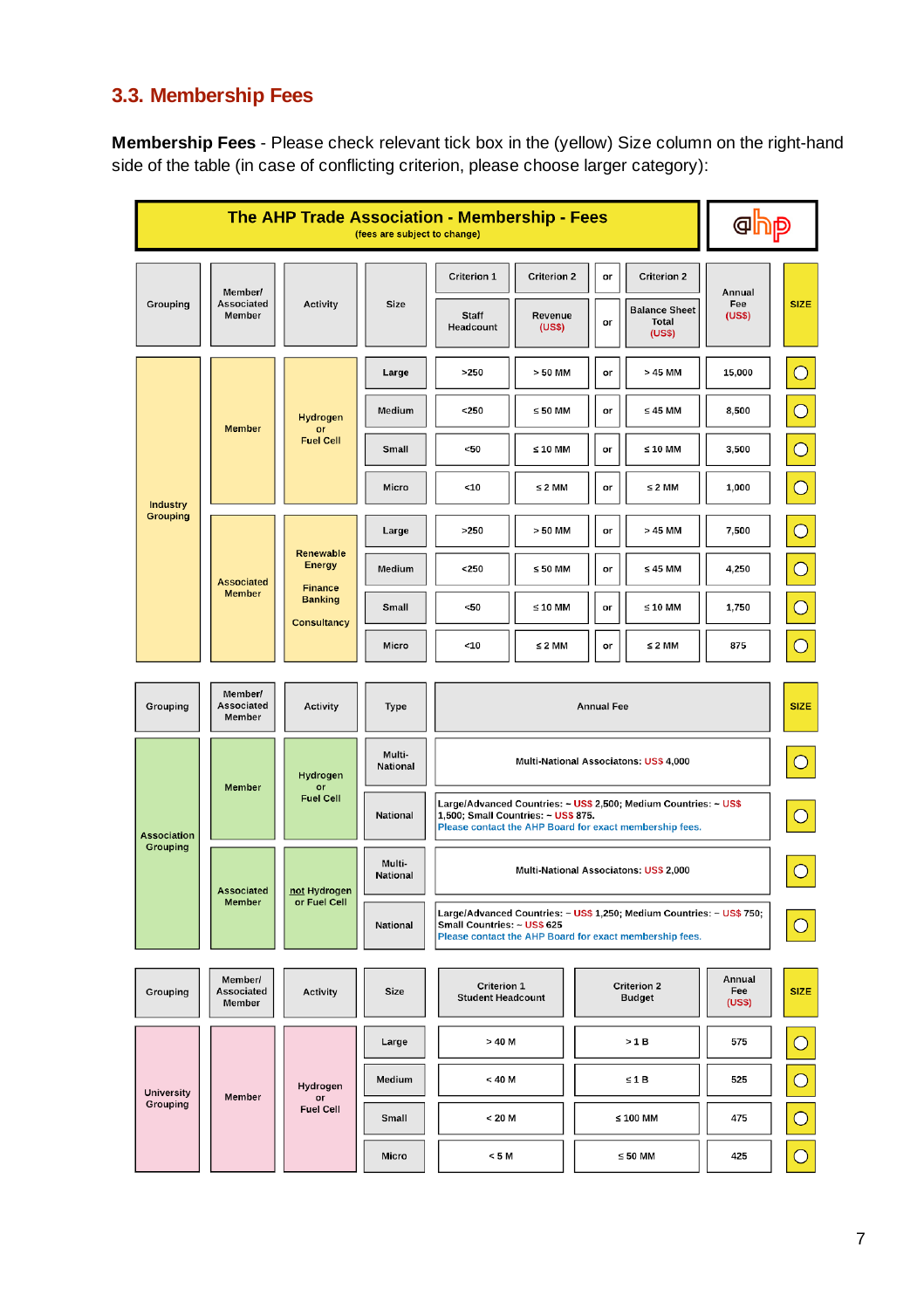## 3.3. Membership Fees

**Membership Fees** - Please check relevant tick box in the (yellow) Size column on the right-hand side of the table (in case of conflicting criterion, please choose larger category):

**The AHP Trade Association - Membership - Fees**
(fees are subject to change)

| Grouping | Member/ Associated Member | Activity | Size | Criterion 1 Staff Headcount | Criterion 2 Revenue (US$) | or | Criterion 2 Balance Sheet Total (US$) | Annual Fee (US$) | SIZE |
|---|---|---|---|---|---|---|---|---|---|
| Industry Grouping | Member | Hydrogen or Fuel Cell | Large | >250 | > 50 MM | or | > 45 MM | 15,000 | ○ |
| | | | Medium | <250 | ≤ 50 MM | or | ≤ 45 MM | 8,500 | ○ |
| | | | Small | <50 | ≤ 10 MM | or | ≤ 10 MM | 3,500 | ○ |
| | | | Micro | <10 | ≤ 2 MM | or | ≤ 2 MM | 1,000 | ○ |
| | Associated Member | Renewable Energy, Finance Banking, Consultancy | Large | >250 | > 50 MM | or | > 45 MM | 7,500 | ○ |
| | | | Medium | <250 | ≤ 50 MM | or | ≤ 45 MM | 4,250 | ○ |
| | | | Small | <50 | ≤ 10 MM | or | ≤ 10 MM | 1,750 | ○ |
| | | | Micro | <10 | ≤ 2 MM | or | ≤ 2 MM | 875 | ○ |

| Grouping | Member/ Associated Member | Activity | Type | Annual Fee | SIZE |
|---|---|---|---|---|---|
| Association Grouping | Member | Hydrogen or Fuel Cell | Multi-National | Multi-National Associatons: US$ 4,000 | ○ |
| | | | National | Large/Advanced Countries: ~ US$ 2,500; Medium Countries: ~ US$ 1,500; Small Countries: ~ US$ 875. Please contact the AHP Board for exact membership fees. | ○ |
| | Associated Member | not Hydrogen or Fuel Cell | Multi-National | Multi-National Associatons: US$ 2,000 | ○ |
| | | | National | Large/Advanced Countries: ~ US$ 1,250; Medium Countries: ~ US$ 750; Small Countries: ~ US$ 625 Please contact the AHP Board for exact membership fees. | ○ |

| Grouping | Member/ Associated Member | Activity | Size | Criterion 1 Student Headcount | Criterion 2 Budget | Annual Fee (US$) | SIZE |
|---|---|---|---|---|---|---|---|
| University Grouping | Member | Hydrogen or Fuel Cell | Large | > 40 M | > 1 B | 575 | ○ |
| | | | Medium | < 40 M | ≤ 1 B | 525 | ○ |
| | | | Small | < 20 M | ≤ 100 MM | 475 | ○ |
| | | | Micro | < 5 M | ≤ 50 MM | 425 | ○ |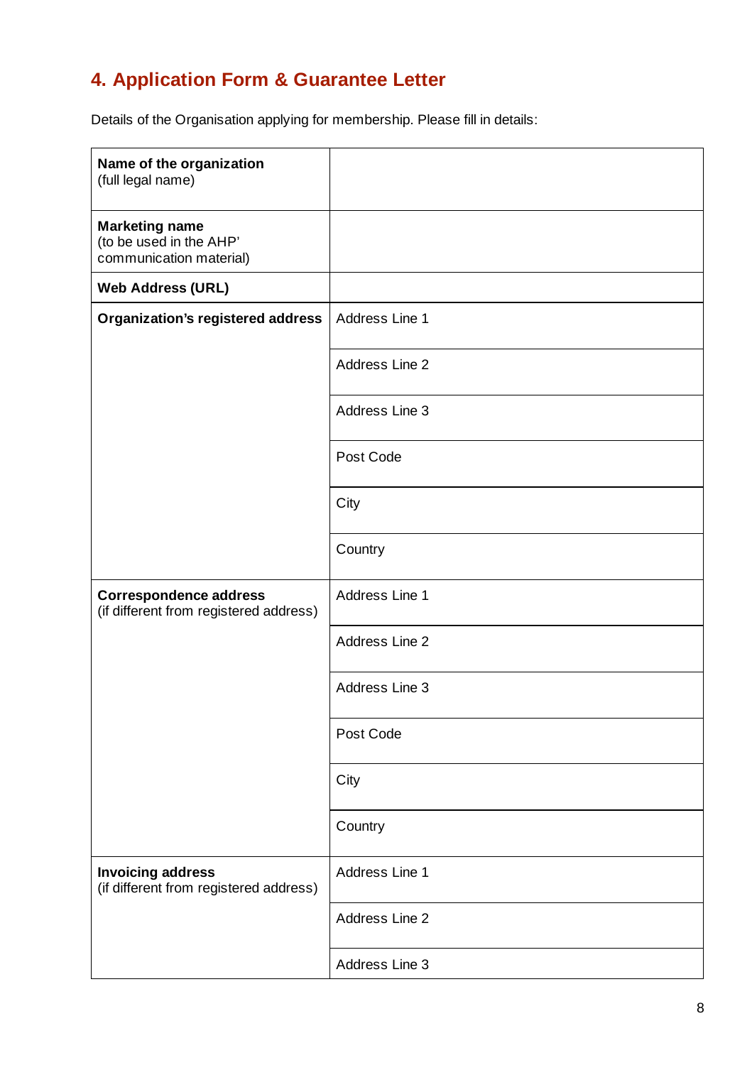## 4. Application Form & Guarantee Letter

Details of the Organisation applying for membership. Please fill in details:

| | |
|---|---|
| **Name of the organization** (full legal name) | |
| **Marketing name** (to be used in the AHP' communication material) | |
| **Web Address (URL)** | |
| **Organization's registered address** | Address Line 1 |
| | Address Line 2 |
| | Address Line 3 |
| | Post Code |
| | City |
| | Country |
| **Correspondence address** (if different from registered address) | Address Line 1 |
| | Address Line 2 |
| | Address Line 3 |
| | Post Code |
| | City |
| | Country |
| **Invoicing address** (if different from registered address) | Address Line 1 |
| | Address Line 2 |
| | Address Line 3 |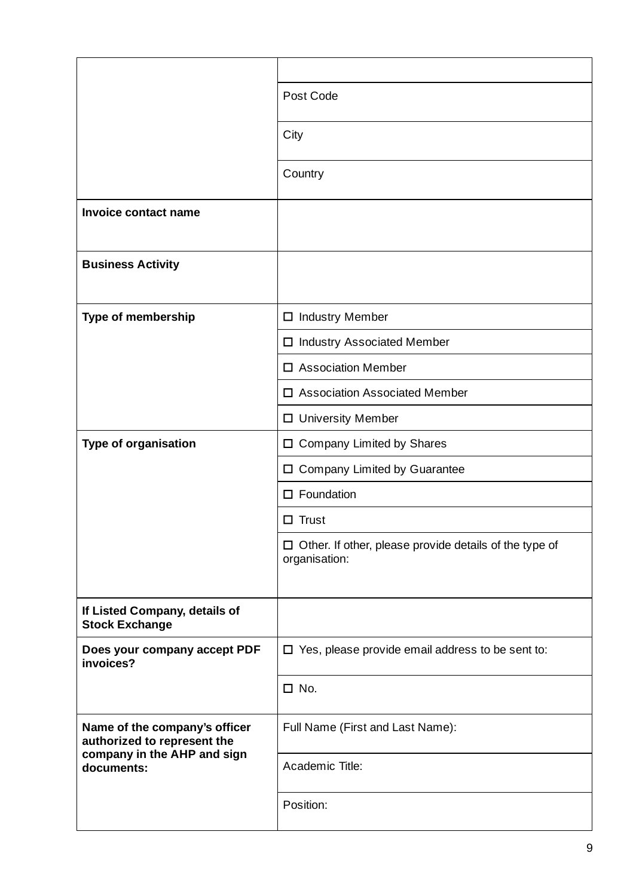| | |
|---|---|
| | |
| | Post Code |
| | City |
| | Country |
| **Invoice contact name** | |
| **Business Activity** | |
| **Type of membership** | ☐ Industry Member |
| | ☐ Industry Associated Member |
| | ☐ Association Member |
| | ☐ Association Associated Member |
| | ☐ University Member |
| **Type of organisation** | ☐ Company Limited by Shares |
| | ☐ Company Limited by Guarantee |
| | ☐ Foundation |
| | ☐ Trust |
| | ☐ Other. If other, please provide details of the type of organisation: |
| **If Listed Company, details of Stock Exchange** | |
| **Does your company accept PDF invoices?** | ☐ Yes, please provide email address to be sent to: |
| | ☐ No. |
| **Name of the company's officer authorized to represent the company in the AHP and sign documents:** | Full Name (First and Last Name): |
| | Academic Title: |
| | Position: |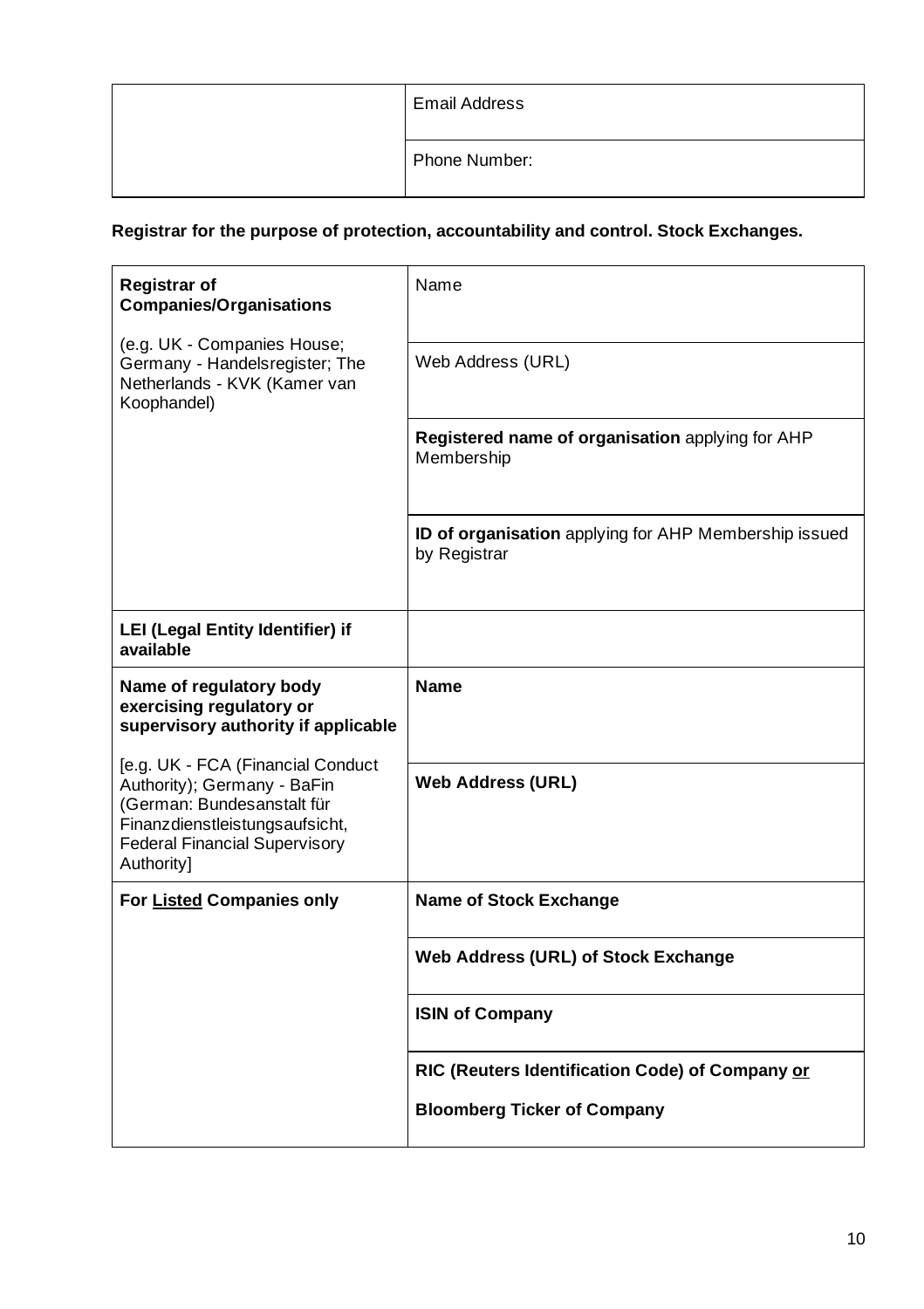| | |
|---|---|
| | Email Address |
| | Phone Number: |

**Registrar for the purpose of protection, accountability and control. Stock Exchanges.**

| | |
|---|---|
| **Registrar of Companies/Organisations**<br><br>(e.g. UK - Companies House; Germany - Handelsregister; The Netherlands - KVK (Kamer van Koophandel) | Name |
| | Web Address (URL) |
| | **Registered name of organisation** applying for AHP Membership |
| | **ID of organisation** applying for AHP Membership issued by Registrar |
| **LEI (Legal Entity Identifier) if available** | |
| **Name of regulatory body exercising regulatory or supervisory authority if applicable**<br><br>[e.g. UK - FCA (Financial Conduct Authority); Germany - BaFin (German: Bundesanstalt für Finanzdienstleistungsaufsicht, Federal Financial Supervisory Authority] | **Name** |
| | **Web Address (URL)** |
| **For <u>Listed</u> Companies only** | **Name of Stock Exchange** |
| | **Web Address (URL) of Stock Exchange** |
| | **ISIN of Company** |
| | **RIC (Reuters Identification Code) of Company <u>or</u>**<br><br>**Bloomberg Ticker of Company** |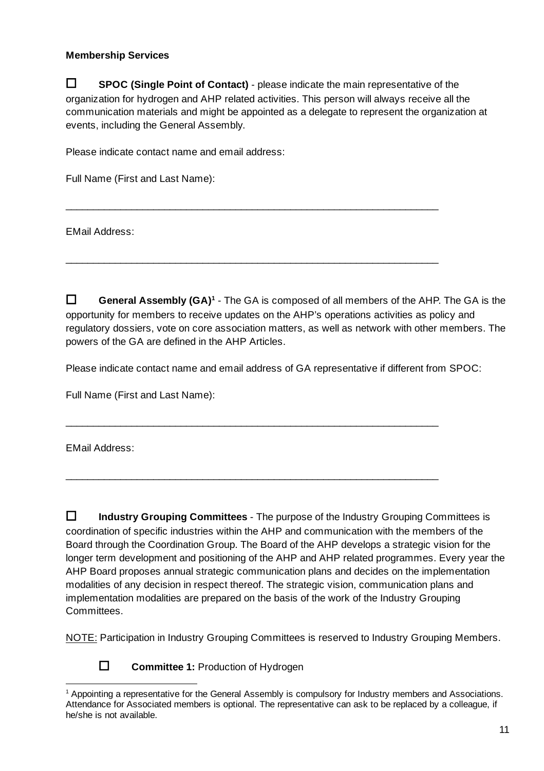**Membership Services**

☐ **SPOC (Single Point of Contact)** - please indicate the main representative of the organization for hydrogen and AHP related activities. This person will always receive all the communication materials and might be appointed as a delegate to represent the organization at events, including the General Assembly.

Please indicate contact name and email address:

Full Name (First and Last Name):

_______________________________________________________________

EMail Address:

_______________________________________________________________

☐ **General Assembly (GA)**[1] - The GA is composed of all members of the AHP. The GA is the opportunity for members to receive updates on the AHP's operations activities as policy and regulatory dossiers, vote on core association matters, as well as network with other members. The powers of the GA are defined in the AHP Articles.

Please indicate contact name and email address of GA representative if different from SPOC:

Full Name (First and Last Name):

_______________________________________________________________

EMail Address:

_______________________________________________________________

☐ **Industry Grouping Committees** - The purpose of the Industry Grouping Committees is coordination of specific industries within the AHP and communication with the members of the Board through the Coordination Group. The Board of the AHP develops a strategic vision for the longer term development and positioning of the AHP and AHP related programmes. Every year the AHP Board proposes annual strategic communication plans and decides on the implementation modalities of any decision in respect thereof. The strategic vision, communication plans and implementation modalities are prepared on the basis of the work of the Industry Grouping Committees.

<u>NOTE:</u> Participation in Industry Grouping Committees is reserved to Industry Grouping Members.

- ☐ **Committee 1:** Production of Hydrogen

[1] Appointing a representative for the General Assembly is compulsory for Industry members and Associations. Attendance for Associated members is optional. The representative can ask to be replaced by a colleague, if he/she is not available.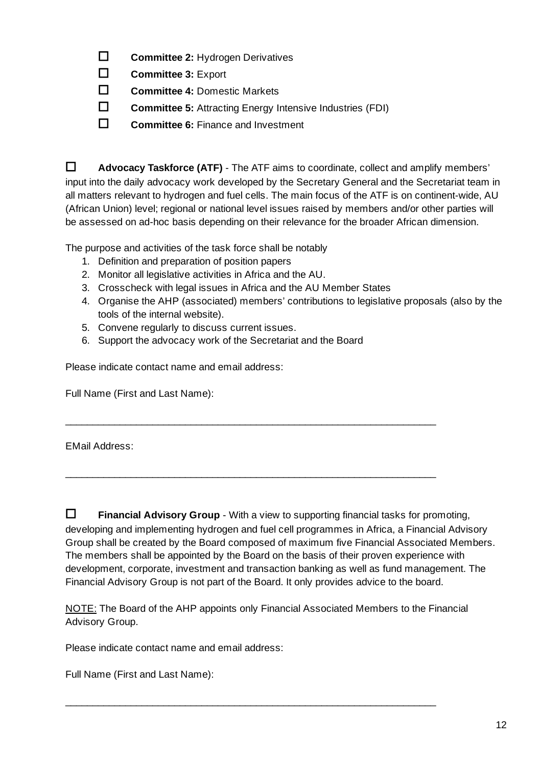- ☐ **Committee 2:** Hydrogen Derivatives
- ☐ **Committee 3:** Export
- ☐ **Committee 4:** Domestic Markets
- ☐ **Committee 5:** Attracting Energy Intensive Industries (FDI)
- ☐ **Committee 6:** Finance and Investment

☐ **Advocacy Taskforce (ATF)** - The ATF aims to coordinate, collect and amplify members' input into the daily advocacy work developed by the Secretary General and the Secretariat team in all matters relevant to hydrogen and fuel cells. The main focus of the ATF is on continent-wide, AU (African Union) level; regional or national level issues raised by members and/or other parties will be assessed on ad-hoc basis depending on their relevance for the broader African dimension.

The purpose and activities of the task force shall be notably

1. Definition and preparation of position papers
2. Monitor all legislative activities in Africa and the AU.
3. Crosscheck with legal issues in Africa and the AU Member States
4. Organise the AHP (associated) members' contributions to legislative proposals (also by the tools of the internal website).
5. Convene regularly to discuss current issues.
6. Support the advocacy work of the Secretariat and the Board

Please indicate contact name and email address:

Full Name (First and Last Name):

______________________________________________________________________

EMail Address:

______________________________________________________________________

☐ **Financial Advisory Group** - With a view to supporting financial tasks for promoting, developing and implementing hydrogen and fuel cell programmes in Africa, a Financial Advisory Group shall be created by the Board composed of maximum five Financial Associated Members. The members shall be appointed by the Board on the basis of their proven experience with development, corporate, investment and transaction banking as well as fund management. The Financial Advisory Group is not part of the Board. It only provides advice to the board.

<u>NOTE:</u> The Board of the AHP appoints only Financial Associated Members to the Financial Advisory Group.

Please indicate contact name and email address:

Full Name (First and Last Name):

______________________________________________________________________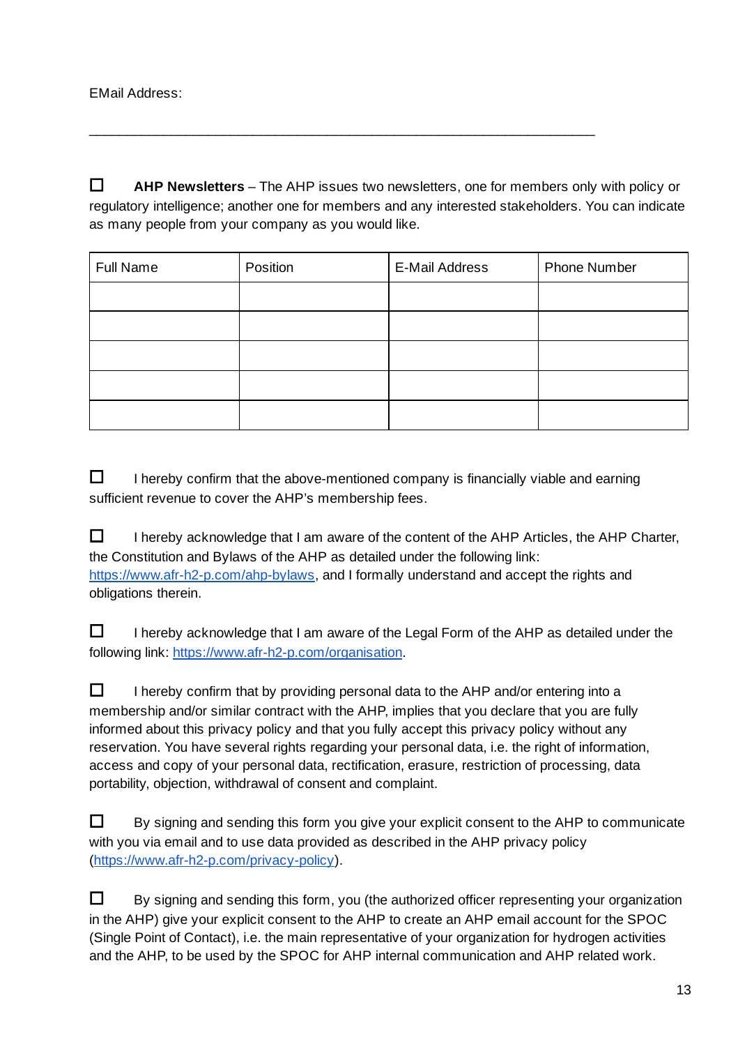EMail Address:

\_\_\_\_\_\_\_\_\_\_\_\_\_\_\_\_\_\_\_\_\_\_\_\_\_\_\_\_\_\_\_\_\_\_\_\_\_\_\_\_\_\_\_\_\_\_\_\_\_\_\_\_\_\_\_\_\_\_\_\_\_\_

☐ **AHP Newsletters** – The AHP issues two newsletters, one for members only with policy or regulatory intelligence; another one for members and any interested stakeholders. You can indicate as many people from your company as you would like.

| Full Name | Position | E-Mail Address | Phone Number |
|---|---|---|---|
| | | | |
| | | | |
| | | | |
| | | | |
| | | | |

☐ I hereby confirm that the above-mentioned company is financially viable and earning sufficient revenue to cover the AHP's membership fees.

☐ I hereby acknowledge that I am aware of the content of the AHP Articles, the AHP Charter, the Constitution and Bylaws of the AHP as detailed under the following link: https://www.afr-h2-p.com/ahp-bylaws, and I formally understand and accept the rights and obligations therein.

☐ I hereby acknowledge that I am aware of the Legal Form of the AHP as detailed under the following link: https://www.afr-h2-p.com/organisation.

☐ I hereby confirm that by providing personal data to the AHP and/or entering into a membership and/or similar contract with the AHP, implies that you declare that you are fully informed about this privacy policy and that you fully accept this privacy policy without any reservation. You have several rights regarding your personal data, i.e. the right of information, access and copy of your personal data, rectification, erasure, restriction of processing, data portability, objection, withdrawal of consent and complaint.

☐ By signing and sending this form you give your explicit consent to the AHP to communicate with you via email and to use data provided as described in the AHP privacy policy (https://www.afr-h2-p.com/privacy-policy).

☐ By signing and sending this form, you (the authorized officer representing your organization in the AHP) give your explicit consent to the AHP to create an AHP email account for the SPOC (Single Point of Contact), i.e. the main representative of your organization for hydrogen activities and the AHP, to be used by the SPOC for AHP internal communication and AHP related work.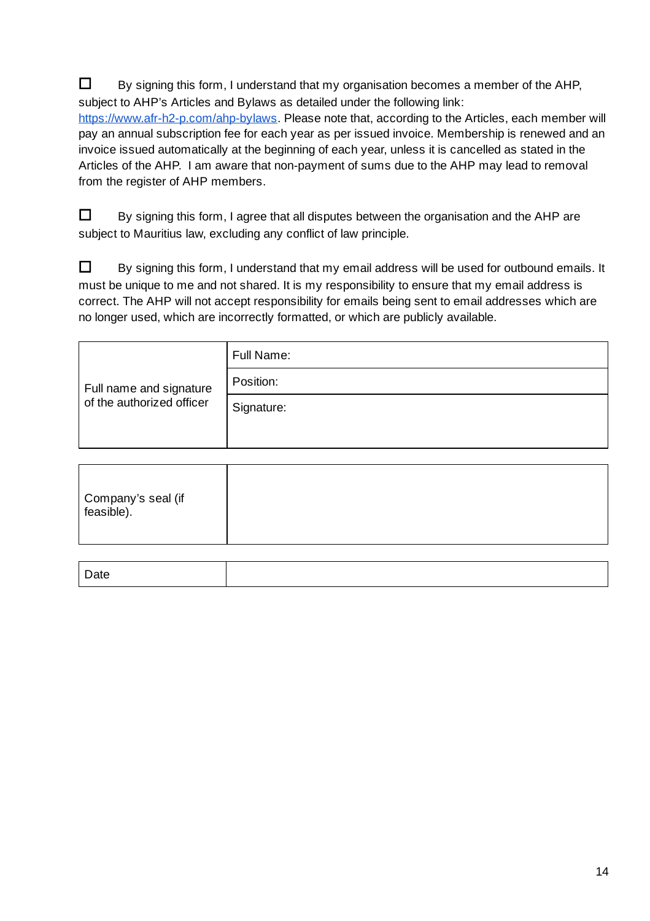☐ By signing this form, I understand that my organisation becomes a member of the AHP, subject to AHP's Articles and Bylaws as detailed under the following link: [https://www.afr-h2-p.com/ahp-bylaws](https://www.afr-h2-p.com/ahp-bylaws). Please note that, according to the Articles, each member will pay an annual subscription fee for each year as per issued invoice. Membership is renewed and an invoice issued automatically at the beginning of each year, unless it is cancelled as stated in the Articles of the AHP. I am aware that non-payment of sums due to the AHP may lead to removal from the register of AHP members.

☐ By signing this form, I agree that all disputes between the organisation and the AHP are subject to Mauritius law, excluding any conflict of law principle.

☐ By signing this form, I understand that my email address will be used for outbound emails. It must be unique to me and not shared. It is my responsibility to ensure that my email address is correct. The AHP will not accept responsibility for emails being sent to email addresses which are no longer used, which are incorrectly formatted, or which are publicly available.

| | |
|---|---|
| Full name and signature of the authorized officer | Full Name: |
| | Position: |
| | Signature: |

| | |
|---|---|
| Company's seal (if feasible). | |

| | |
|---|---|
| Date | |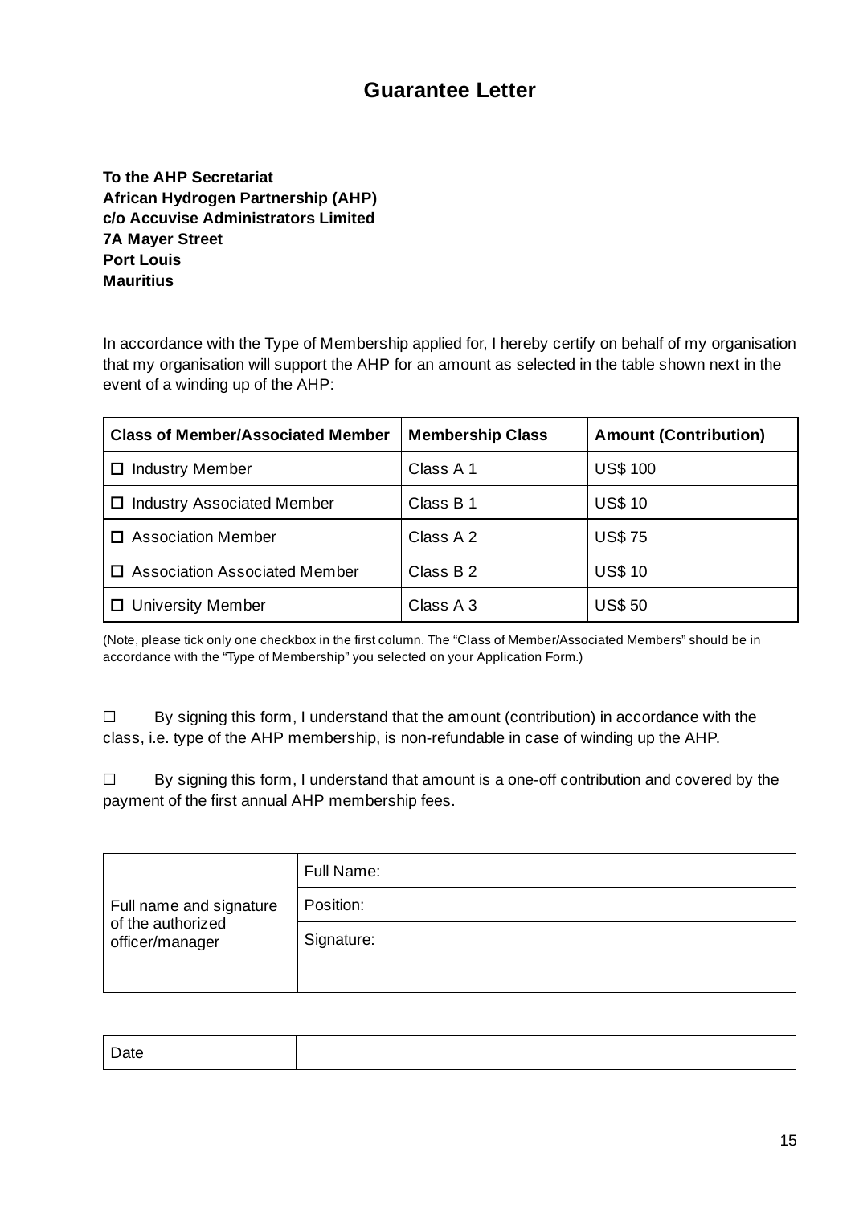# Guarantee Letter

**To the AHP Secretariat**
**African Hydrogen Partnership (AHP)**
**c/o Accuvise Administrators Limited**
**7A Mayer Street**
**Port Louis**
**Mauritius**

In accordance with the Type of Membership applied for, I hereby certify on behalf of my organisation that my organisation will support the AHP for an amount as selected in the table shown next in the event of a winding up of the AHP:

| Class of Member/Associated Member | Membership Class | Amount (Contribution) |
|---|---|---|
| ☐ Industry Member | Class A 1 | US$ 100 |
| ☐ Industry Associated Member | Class B 1 | US$ 10 |
| ☐ Association Member | Class A 2 | US$ 75 |
| ☐ Association Associated Member | Class B 2 | US$ 10 |
| ☐ University Member | Class A 3 | US$ 50 |

(Note, please tick only one checkbox in the first column. The "Class of Member/Associated Members" should be in accordance with the "Type of Membership" you selected on your Application Form.)

☐ By signing this form, I understand that the amount (contribution) in accordance with the class, i.e. type of the AHP membership, is non-refundable in case of winding up the AHP.

☐ By signing this form, I understand that amount is a one-off contribution and covered by the payment of the first annual AHP membership fees.

| | |
|---|---|
| Full name and signature of the authorized officer/manager | Full Name: |
| | Position: |
| | Signature: |

| | |
|---|---|
| Date | |